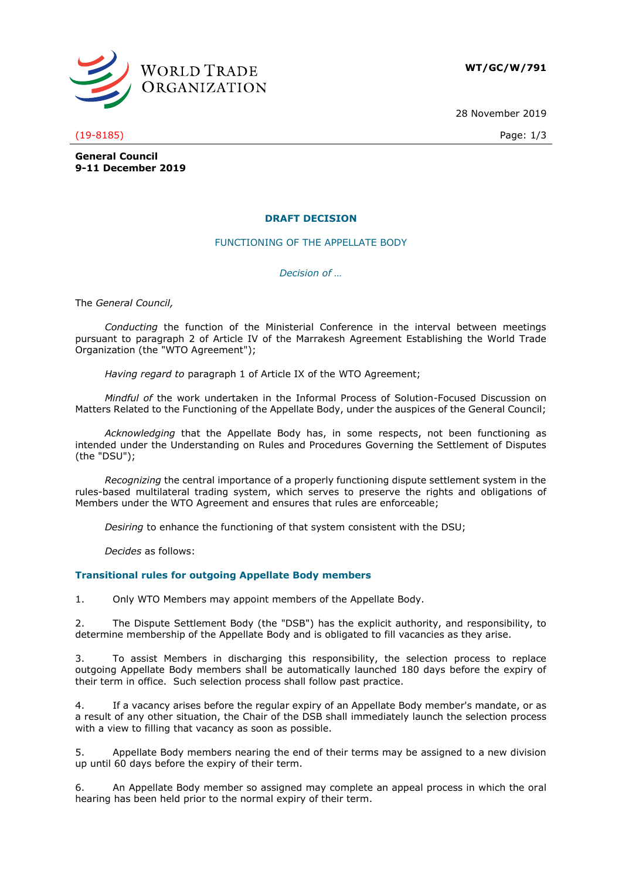WORLD TRADE ORGANIZATION

**WT/GC/W/791**

28 November 2019

(19-8185)

**General Council**
**9-11 December 2019**

## DRAFT DECISION

### FUNCTIONING OF THE APPELLATE BODY

*Decision of …*

The *General Council,*

*Conducting* the function of the Ministerial Conference in the interval between meetings pursuant to paragraph 2 of Article IV of the Marrakesh Agreement Establishing the World Trade Organization (the "WTO Agreement");

*Having regard to* paragraph 1 of Article IX of the WTO Agreement;

*Mindful of* the work undertaken in the Informal Process of Solution-Focused Discussion on Matters Related to the Functioning of the Appellate Body, under the auspices of the General Council;

*Acknowledging* that the Appellate Body has, in some respects, not been functioning as intended under the Understanding on Rules and Procedures Governing the Settlement of Disputes (the "DSU");

*Recognizing* the central importance of a properly functioning dispute settlement system in the rules-based multilateral trading system, which serves to preserve the rights and obligations of Members under the WTO Agreement and ensures that rules are enforceable;

*Desiring* to enhance the functioning of that system consistent with the DSU;

*Decides* as follows:

### Transitional rules for outgoing Appellate Body members

1. Only WTO Members may appoint members of the Appellate Body.

2. The Dispute Settlement Body (the "DSB") has the explicit authority, and responsibility, to determine membership of the Appellate Body and is obligated to fill vacancies as they arise.

3. To assist Members in discharging this responsibility, the selection process to replace outgoing Appellate Body members shall be automatically launched 180 days before the expiry of their term in office. Such selection process shall follow past practice.

4. If a vacancy arises before the regular expiry of an Appellate Body member's mandate, or as a result of any other situation, the Chair of the DSB shall immediately launch the selection process with a view to filling that vacancy as soon as possible.

5. Appellate Body members nearing the end of their terms may be assigned to a new division up until 60 days before the expiry of their term.

6. An Appellate Body member so assigned may complete an appeal process in which the oral hearing has been held prior to the normal expiry of their term.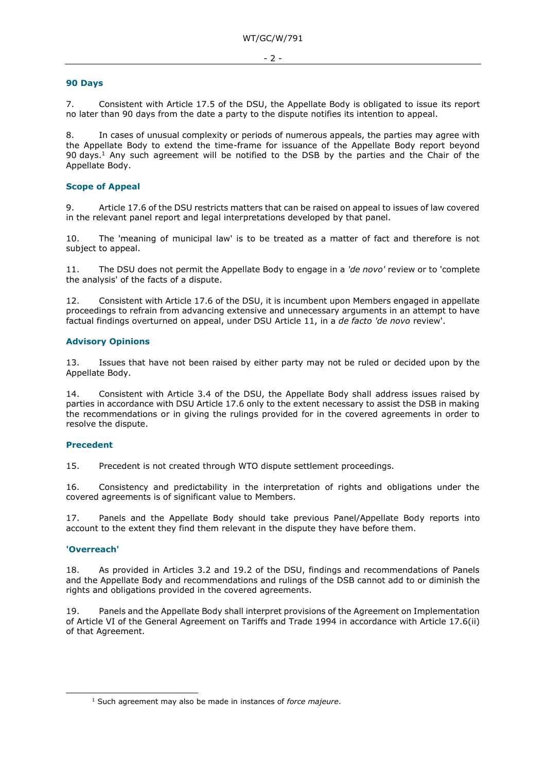## 90 Days

7. Consistent with Article 17.5 of the DSU, the Appellate Body is obligated to issue its report no later than 90 days from the date a party to the dispute notifies its intention to appeal.

8. In cases of unusual complexity or periods of numerous appeals, the parties may agree with the Appellate Body to extend the time-frame for issuance of the Appellate Body report beyond 90 days.[1] Any such agreement will be notified to the DSB by the parties and the Chair of the Appellate Body.

## Scope of Appeal

9. Article 17.6 of the DSU restricts matters that can be raised on appeal to issues of law covered in the relevant panel report and legal interpretations developed by that panel.

10. The 'meaning of municipal law' is to be treated as a matter of fact and therefore is not subject to appeal.

11. The DSU does not permit the Appellate Body to engage in a *'de novo'* review or to 'complete the analysis' of the facts of a dispute.

12. Consistent with Article 17.6 of the DSU, it is incumbent upon Members engaged in appellate proceedings to refrain from advancing extensive and unnecessary arguments in an attempt to have factual findings overturned on appeal, under DSU Article 11, in a *de facto 'de novo* review'.

## Advisory Opinions

13. Issues that have not been raised by either party may not be ruled or decided upon by the Appellate Body.

14. Consistent with Article 3.4 of the DSU, the Appellate Body shall address issues raised by parties in accordance with DSU Article 17.6 only to the extent necessary to assist the DSB in making the recommendations or in giving the rulings provided for in the covered agreements in order to resolve the dispute.

## Precedent

15. Precedent is not created through WTO dispute settlement proceedings.

16. Consistency and predictability in the interpretation of rights and obligations under the covered agreements is of significant value to Members.

17. Panels and the Appellate Body should take previous Panel/Appellate Body reports into account to the extent they find them relevant in the dispute they have before them.

## 'Overreach'

18. As provided in Articles 3.2 and 19.2 of the DSU, findings and recommendations of Panels and the Appellate Body and recommendations and rulings of the DSB cannot add to or diminish the rights and obligations provided in the covered agreements.

19. Panels and the Appellate Body shall interpret provisions of the Agreement on Implementation of Article VI of the General Agreement on Tariffs and Trade 1994 in accordance with Article 17.6(ii) of that Agreement.

---

[1] Such agreement may also be made in instances of *force majeure*.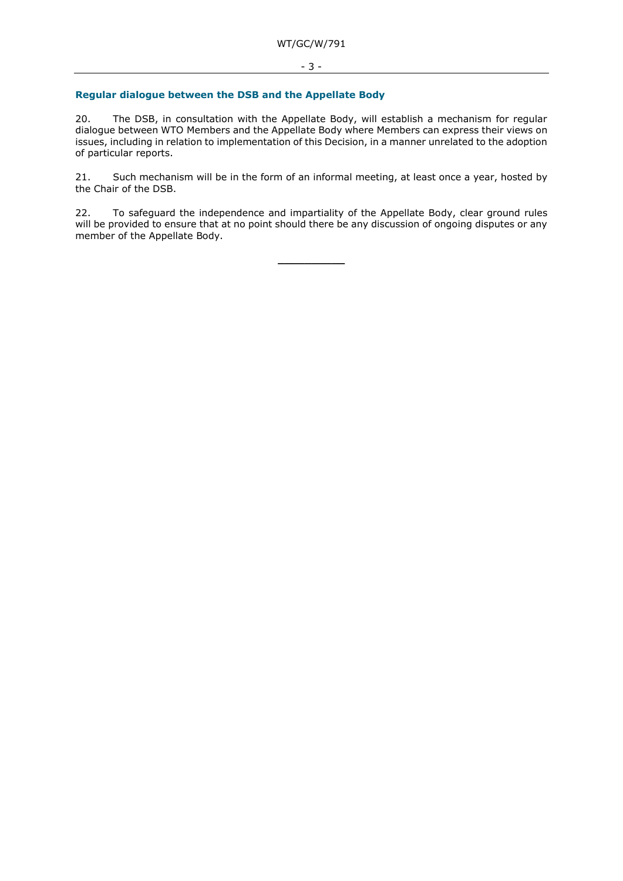**Regular dialogue between the DSB and the Appellate Body**

20. The DSB, in consultation with the Appellate Body, will establish a mechanism for regular dialogue between WTO Members and the Appellate Body where Members can express their views on issues, including in relation to implementation of this Decision, in a manner unrelated to the adoption of particular reports.

21. Such mechanism will be in the form of an informal meeting, at least once a year, hosted by the Chair of the DSB.

22. To safeguard the independence and impartiality of the Appellate Body, clear ground rules will be provided to ensure that at no point should there be any discussion of ongoing disputes or any member of the Appellate Body.

__________